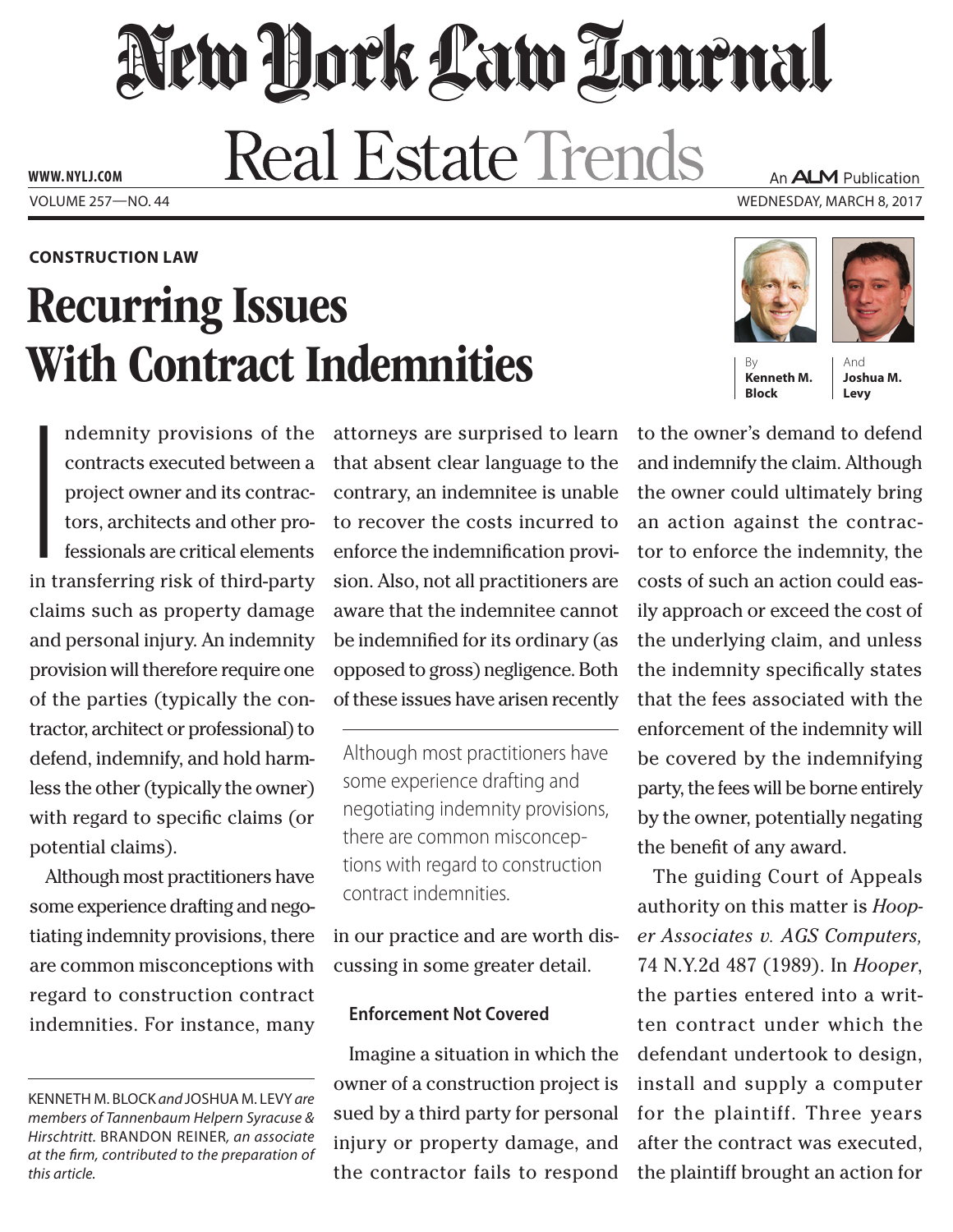# New York Law Journal

## Real Estate Trends

CONSTRUCTION LAW

# Recurring Issues With Contract Indemnities

By **Kenneth M. Block** And **Joshua M. Levy**

Indemnity provisions of the contracts executed between a project owner and its contractors, architects and other professionals are critical elements in transferring risk of third-party claims such as property damage and personal injury. An indemnity provision will therefore require one of the parties (typically the contractor, architect or professional) to defend, indemnify, and hold harmless the other (typically the owner) with regard to specific claims (or potential claims).

Although most practitioners have some experience drafting and negotiating indemnity provisions, there are common misconceptions with regard to construction contract indemnities. For instance, many attorneys are surprised to learn that absent clear language to the contrary, an indemnitee is unable to recover the costs incurred to enforce the indemnification provision. Also, not all practitioners are aware that the indemnitee cannot be indemnified for its ordinary (as opposed to gross) negligence. Both of these issues have arisen recently in our practice and are worth discussing in some greater detail.

> Although most practitioners have some experience drafting and negotiating indemnity provisions, there are common misconceptions with regard to construction contract indemnities.

### Enforcement Not Covered

Imagine a situation in which the owner of a construction project is sued by a third party for personal injury or property damage, and the contractor fails to respond to the owner's demand to defend and indemnify the claim. Although the owner could ultimately bring an action against the contractor to enforce the indemnity, the costs of such an action could easily approach or exceed the cost of the underlying claim, and unless the indemnity specifically states that the fees associated with the enforcement of the indemnity will be covered by the indemnifying party, the fees will be borne entirely by the owner, potentially negating the benefit of any award.

The guiding Court of Appeals authority on this matter is *Hooper Associates v. AGS Computers,* 74 N.Y.2d 487 (1989). In *Hooper*, the parties entered into a written contract under which the defendant undertook to design, install and supply a computer for the plaintiff. Three years after the contract was executed, the plaintiff brought an action for

---

KENNETH M. BLOCK *and* JOSHUA M. LEVY *are members of Tannenbaum Helpern Syracuse & Hirschtritt.* BRANDON REINER, *an associate at the firm, contributed to the preparation of this article.*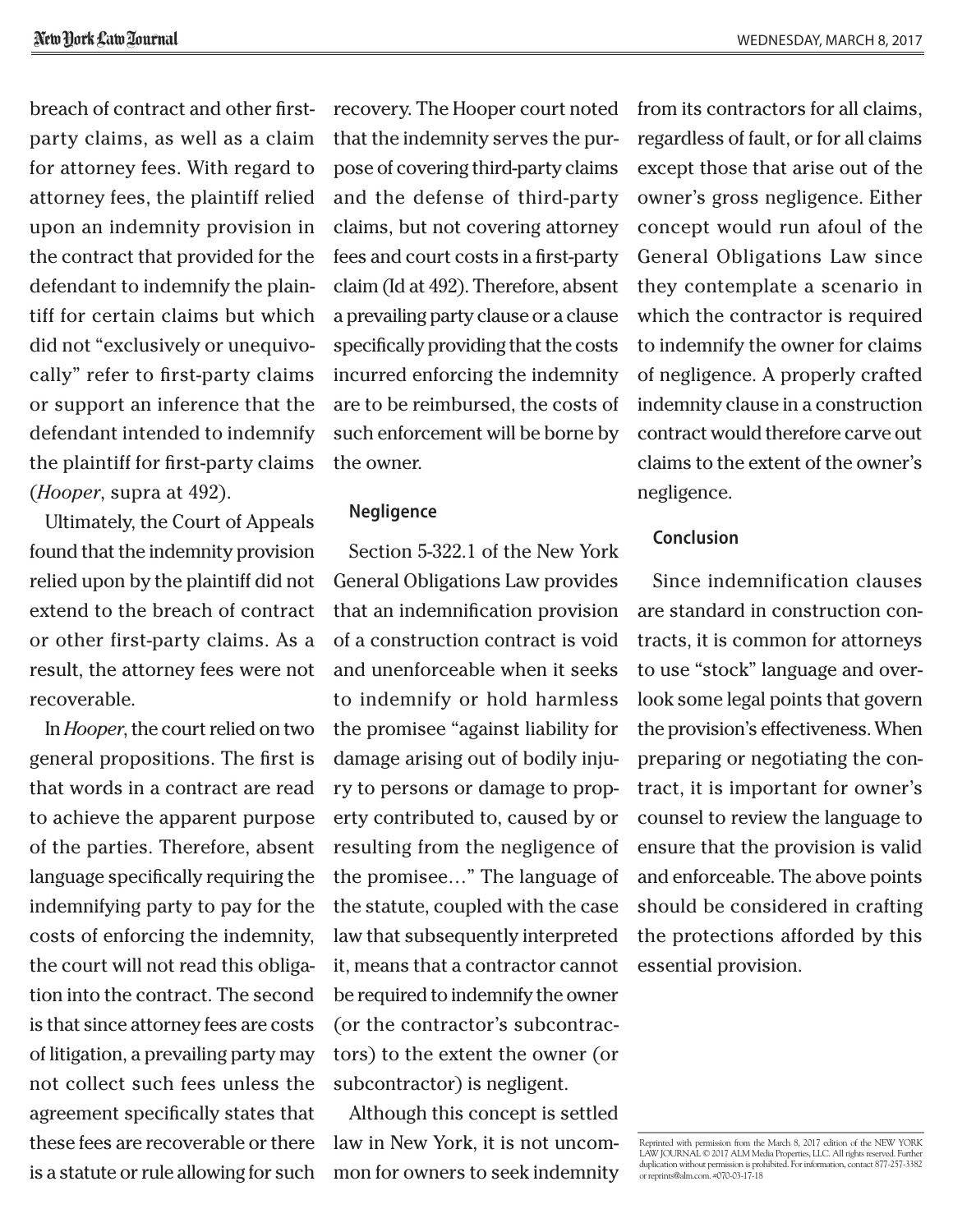breach of contract and other first-party claims, as well as a claim for attorney fees. With regard to attorney fees, the plaintiff relied upon an indemnity provision in the contract that provided for the defendant to indemnify the plaintiff for certain claims but which did not "exclusively or unequivocally" refer to first-party claims or support an inference that the defendant intended to indemnify the plaintiff for first-party claims (*Hooper*, supra at 492).

Ultimately, the Court of Appeals found that the indemnity provision relied upon by the plaintiff did not extend to the breach of contract or other first-party claims. As a result, the attorney fees were not recoverable.

In *Hooper*, the court relied on two general propositions. The first is that words in a contract are read to achieve the apparent purpose of the parties. Therefore, absent language specifically requiring the indemnifying party to pay for the costs of enforcing the indemnity, the court will not read this obligation into the contract. The second is that since attorney fees are costs of litigation, a prevailing party may not collect such fees unless the agreement specifically states that these fees are recoverable or there is a statute or rule allowing for such recovery. The Hooper court noted that the indemnity serves the purpose of covering third-party claims and the defense of third-party claims, but not covering attorney fees and court costs in a first-party claim (Id at 492). Therefore, absent a prevailing party clause or a clause specifically providing that the costs incurred enforcing the indemnity are to be reimbursed, the costs of such enforcement will be borne by the owner.

### Negligence

Section 5-322.1 of the New York General Obligations Law provides that an indemnification provision of a construction contract is void and unenforceable when it seeks to indemnify or hold harmless the promisee "against liability for damage arising out of bodily injury to persons or damage to property contributed to, caused by or resulting from the negligence of the promisee…" The language of the statute, coupled with the case law that subsequently interpreted it, means that a contractor cannot be required to indemnify the owner (or the contractor's subcontractors) to the extent the owner (or subcontractor) is negligent.

Although this concept is settled law in New York, it is not uncommon for owners to seek indemnity from its contractors for all claims, regardless of fault, or for all claims except those that arise out of the owner's gross negligence. Either concept would run afoul of the General Obligations Law since they contemplate a scenario in which the contractor is required to indemnify the owner for claims of negligence. A properly crafted indemnity clause in a construction contract would therefore carve out claims to the extent of the owner's negligence.

### Conclusion

Since indemnification clauses are standard in construction contracts, it is common for attorneys to use "stock" language and overlook some legal points that govern the provision's effectiveness. When preparing or negotiating the contract, it is important for owner's counsel to review the language to ensure that the provision is valid and enforceable. The above points should be considered in crafting the protections afforded by this essential provision.

Reprinted with permission from the March 8, 2017 edition of the NEW YORK LAW JOURNAL © 2017 ALM Media Properties, LLC. All rights reserved. Further duplication without permission is prohibited. For information, contact 877-257-3382 or reprints@alm.com. #070-03-17-18